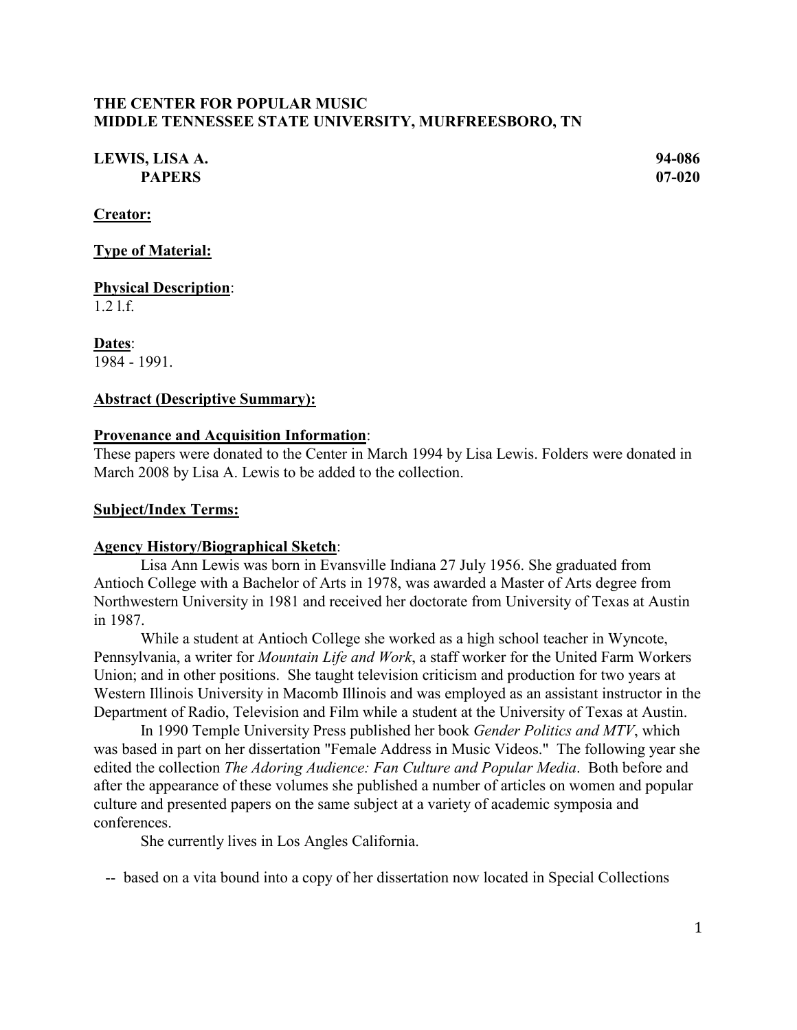**THE CENTER FOR POPULAR MUSIC**
**MIDDLE TENNESSEE STATE UNIVERSITY, MURFREESBORO, TN**

**LEWIS, LISA A.** **94-086**
**PAPERS** **07-020**

**Creator:**

**Type of Material:**

**Physical Description**:
1.2 l.f.

**Dates**:
1984 - 1991.

**Abstract (Descriptive Summary):**

**Provenance and Acquisition Information**:
These papers were donated to the Center in March 1994 by Lisa Lewis. Folders were donated in March 2008 by Lisa A. Lewis to be added to the collection.

**Subject/Index Terms:**

**Agency History/Biographical Sketch**:

Lisa Ann Lewis was born in Evansville Indiana 27 July 1956. She graduated from Antioch College with a Bachelor of Arts in 1978, was awarded a Master of Arts degree from Northwestern University in 1981 and received her doctorate from University of Texas at Austin in 1987.

While a student at Antioch College she worked as a high school teacher in Wyncote, Pennsylvania, a writer for *Mountain Life and Work*, a staff worker for the United Farm Workers Union; and in other positions. She taught television criticism and production for two years at Western Illinois University in Macomb Illinois and was employed as an assistant instructor in the Department of Radio, Television and Film while a student at the University of Texas at Austin.

In 1990 Temple University Press published her book *Gender Politics and MTV*, which was based in part on her dissertation "Female Address in Music Videos." The following year she edited the collection *The Adoring Audience: Fan Culture and Popular Media*. Both before and after the appearance of these volumes she published a number of articles on women and popular culture and presented papers on the same subject at a variety of academic symposia and conferences.

She currently lives in Los Angles California.

-- based on a vita bound into a copy of her dissertation now located in Special Collections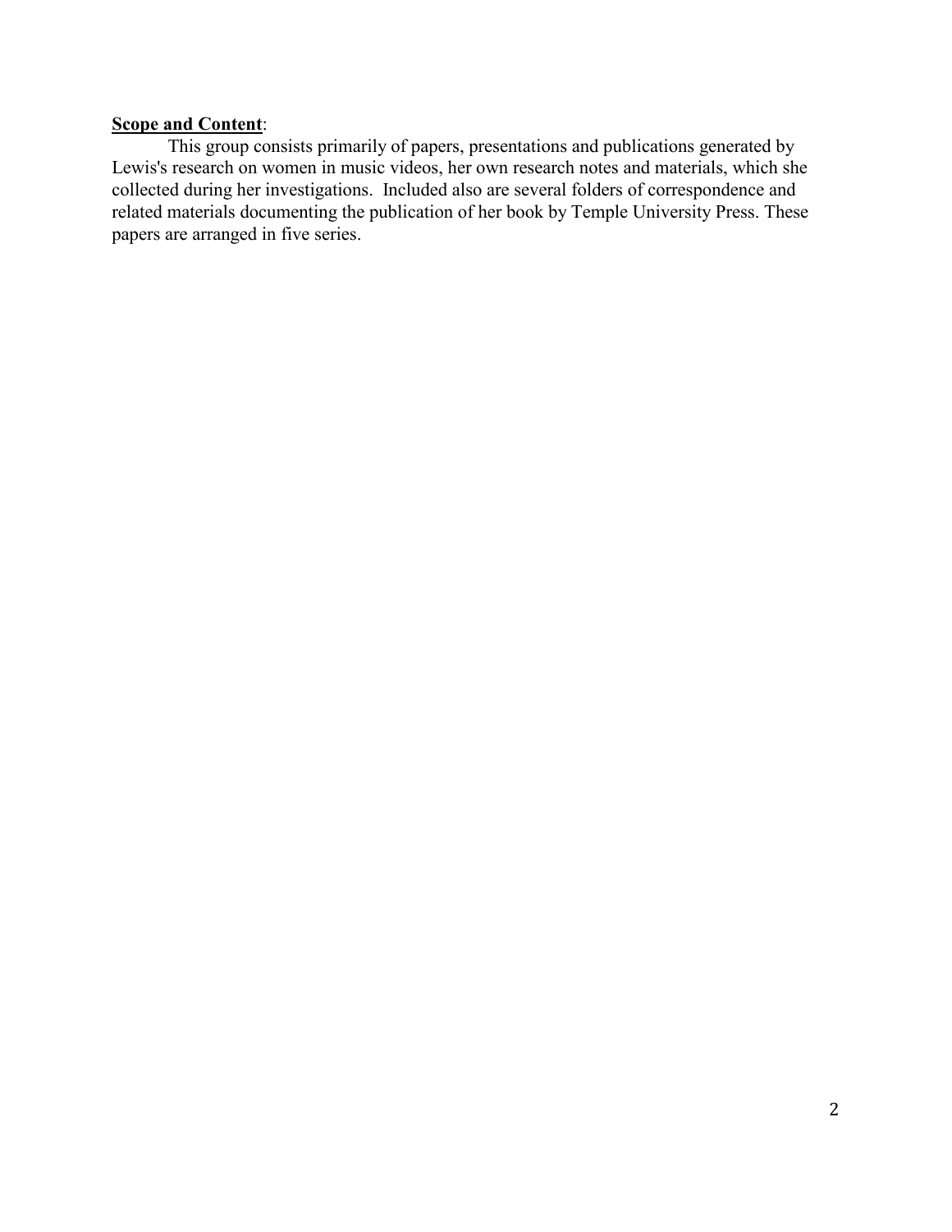**Scope and Content**:

This group consists primarily of papers, presentations and publications generated by Lewis's research on women in music videos, her own research notes and materials, which she collected during her investigations. Included also are several folders of correspondence and related materials documenting the publication of her book by Temple University Press. These papers are arranged in five series.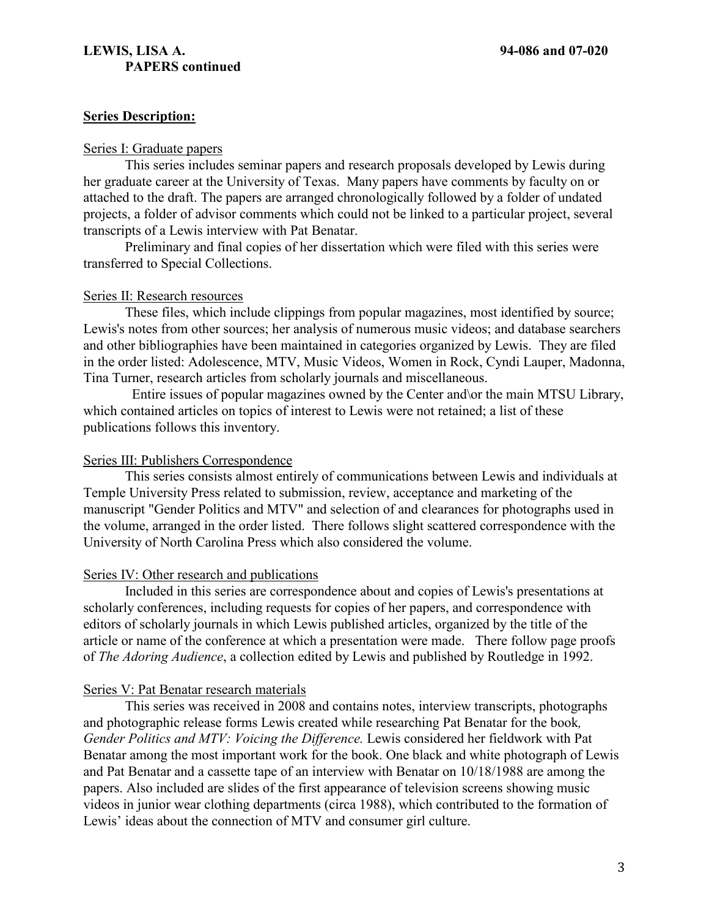**Series Description:**

Series I: Graduate papers

This series includes seminar papers and research proposals developed by Lewis during her graduate career at the University of Texas. Many papers have comments by faculty on or attached to the draft. The papers are arranged chronologically followed by a folder of undated projects, a folder of advisor comments which could not be linked to a particular project, several transcripts of a Lewis interview with Pat Benatar.

Preliminary and final copies of her dissertation which were filed with this series were transferred to Special Collections.

Series II: Research resources

These files, which include clippings from popular magazines, most identified by source; Lewis's notes from other sources; her analysis of numerous music videos; and database searchers and other bibliographies have been maintained in categories organized by Lewis. They are filed in the order listed: Adolescence, MTV, Music Videos, Women in Rock, Cyndi Lauper, Madonna, Tina Turner, research articles from scholarly journals and miscellaneous.

Entire issues of popular magazines owned by the Center and\or the main MTSU Library, which contained articles on topics of interest to Lewis were not retained; a list of these publications follows this inventory.

Series III: Publishers Correspondence

This series consists almost entirely of communications between Lewis and individuals at Temple University Press related to submission, review, acceptance and marketing of the manuscript "Gender Politics and MTV" and selection of and clearances for photographs used in the volume, arranged in the order listed. There follows slight scattered correspondence with the University of North Carolina Press which also considered the volume.

Series IV: Other research and publications

Included in this series are correspondence about and copies of Lewis's presentations at scholarly conferences, including requests for copies of her papers, and correspondence with editors of scholarly journals in which Lewis published articles, organized by the title of the article or name of the conference at which a presentation were made. There follow page proofs of *The Adoring Audience*, a collection edited by Lewis and published by Routledge in 1992.

Series V: Pat Benatar research materials

This series was received in 2008 and contains notes, interview transcripts, photographs and photographic release forms Lewis created while researching Pat Benatar for the book*, Gender Politics and MTV: Voicing the Difference.* Lewis considered her fieldwork with Pat Benatar among the most important work for the book. One black and white photograph of Lewis and Pat Benatar and a cassette tape of an interview with Benatar on 10/18/1988 are among the papers. Also included are slides of the first appearance of television screens showing music videos in junior wear clothing departments (circa 1988), which contributed to the formation of Lewis' ideas about the connection of MTV and consumer girl culture.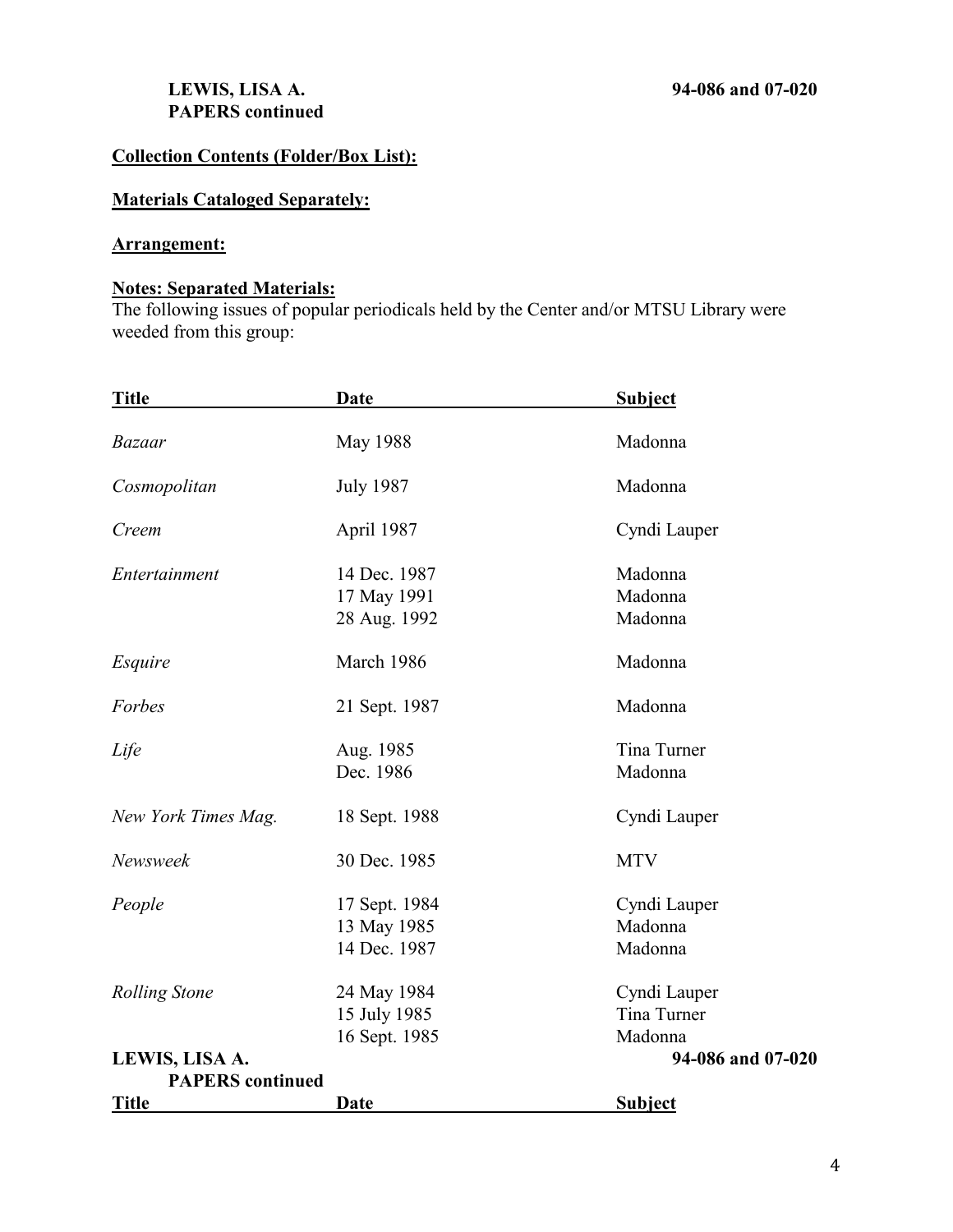## Collection Contents (Folder/Box List):

## Materials Cataloged Separately:

## Arrangement:

## Notes: Separated Materials:

The following issues of popular periodicals held by the Center and/or MTSU Library were weeded from this group:

| Title | Date | Subject |
|---|---|---|
| *Bazaar* | May 1988 | Madonna |
| *Cosmopolitan* | July 1987 | Madonna |
| *Creem* | April 1987 | Cyndi Lauper |
| *Entertainment* | 14 Dec. 1987 | Madonna |
| | 17 May 1991 | Madonna |
| | 28 Aug. 1992 | Madonna |
| *Esquire* | March 1986 | Madonna |
| *Forbes* | 21 Sept. 1987 | Madonna |
| *Life* | Aug. 1985 | Tina Turner |
| | Dec. 1986 | Madonna |
| *New York Times Mag.* | 18 Sept. 1988 | Cyndi Lauper |
| *Newsweek* | 30 Dec. 1985 | MTV |
| *People* | 17 Sept. 1984 | Cyndi Lauper |
| | 13 May 1985 | Madonna |
| | 14 Dec. 1987 | Madonna |
| *Rolling Stone* | 24 May 1984 | Cyndi Lauper |
| | 15 July 1985 | Tina Turner |
| | 16 Sept. 1985 | Madonna |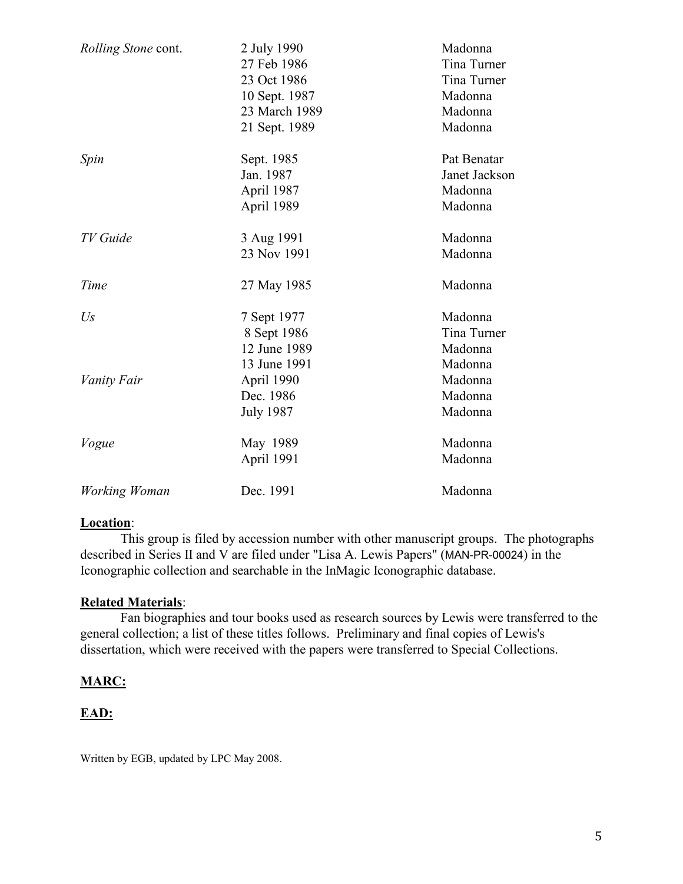| | | |
|---|---|---|
| *Rolling Stone* cont. | 2 July 1990 | Madonna |
| | 27 Feb 1986 | Tina Turner |
| | 23 Oct 1986 | Tina Turner |
| | 10 Sept. 1987 | Madonna |
| | 23 March 1989 | Madonna |
| | 21 Sept. 1989 | Madonna |
| *Spin* | Sept. 1985 | Pat Benatar |
| | Jan. 1987 | Janet Jackson |
| | April 1987 | Madonna |
| | April 1989 | Madonna |
| *TV Guide* | 3 Aug 1991 | Madonna |
| | 23 Nov 1991 | Madonna |
| *Time* | 27 May 1985 | Madonna |
| *Us* | 7 Sept 1977 | Madonna |
| | 8 Sept 1986 | Tina Turner |
| | 12 June 1989 | Madonna |
| | 13 June 1991 | Madonna |
| *Vanity Fair* | April 1990 | Madonna |
| | Dec. 1986 | Madonna |
| | July 1987 | Madonna |
| *Vogue* | May 1989 | Madonna |
| | April 1991 | Madonna |
| *Working Woman* | Dec. 1991 | Madonna |

**Location**:

This group is filed by accession number with other manuscript groups. The photographs described in Series II and V are filed under "Lisa A. Lewis Papers" (MAN-PR-00024) in the Iconographic collection and searchable in the InMagic Iconographic database.

**Related Materials**:

Fan biographies and tour books used as research sources by Lewis were transferred to the general collection; a list of these titles follows. Preliminary and final copies of Lewis's dissertation, which were received with the papers were transferred to Special Collections.

**MARC:**

**EAD:**

Written by EGB, updated by LPC May 2008.